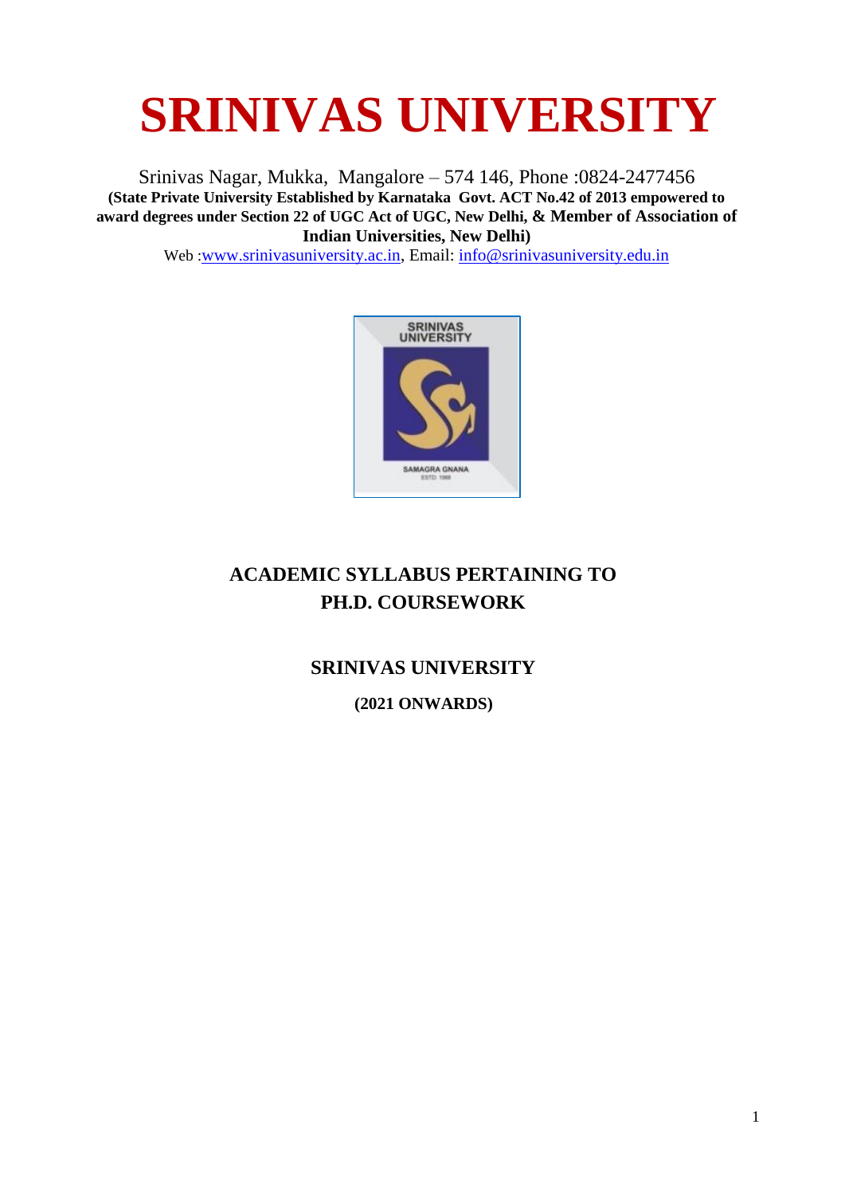# SRINIVAS UNIVERSITY

Srinivas Nagar, Mukka, Mangalore – 574 146, Phone :0824-2477456

**(State Private University Established by Karnataka Govt. ACT No.42 of 2013 empowered to award degrees under Section 22 of UGC Act of UGC, New Delhi, & Member of Association of Indian Universities, New Delhi)**

Web :www.srinivasuniversity.ac.in, Email: info@srinivasuniversity.edu.in

## ACADEMIC SYLLABUS PERTAINING TO PH.D. COURSEWORK

### SRINIVAS UNIVERSITY

**(2021 ONWARDS)**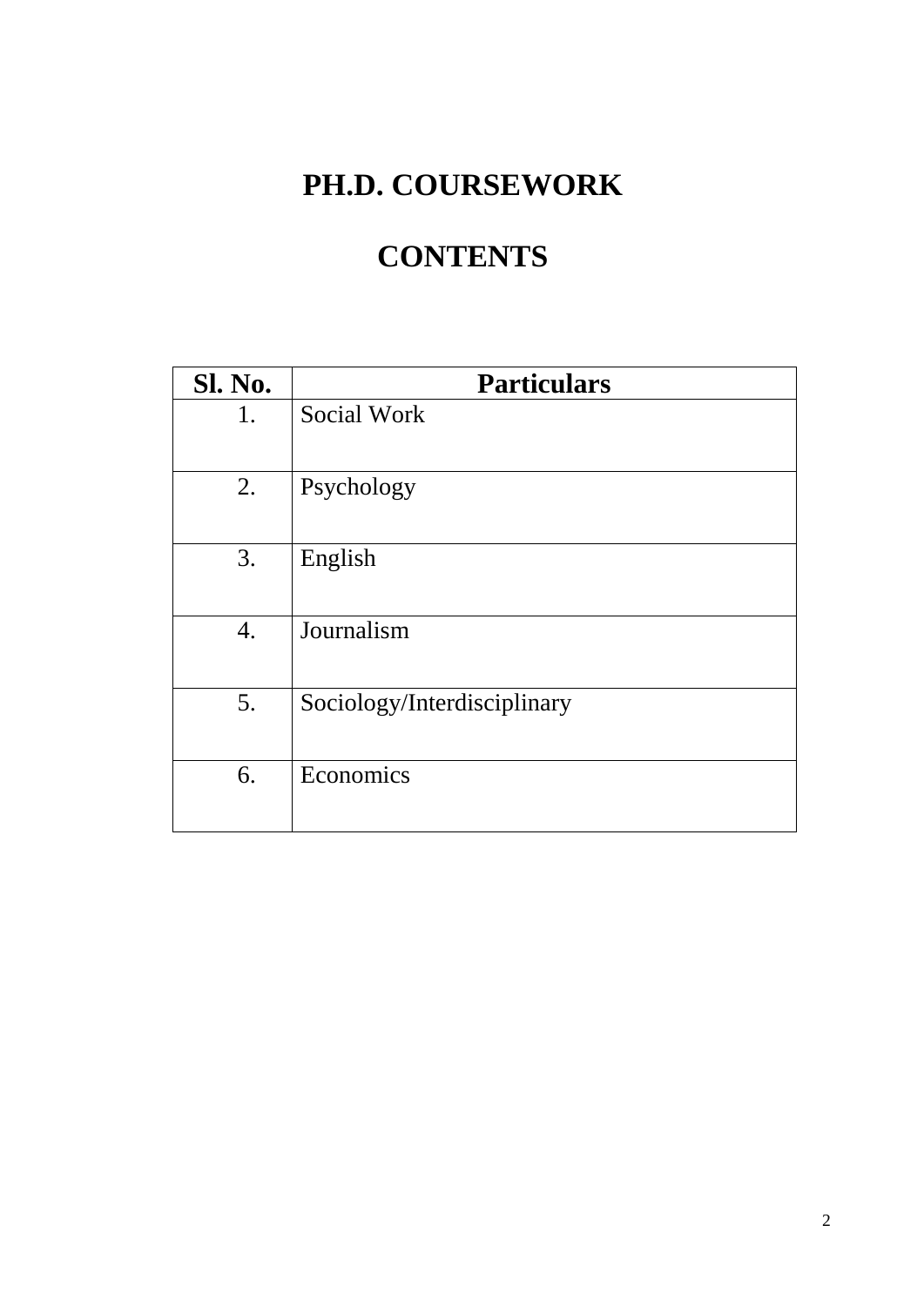# PH.D. COURSEWORK

# CONTENTS

| Sl. No. | Particulars |
|---|---|
| 1. | Social Work |
| 2. | Psychology |
| 3. | English |
| 4. | Journalism |
| 5. | Sociology/Interdisciplinary |
| 6. | Economics |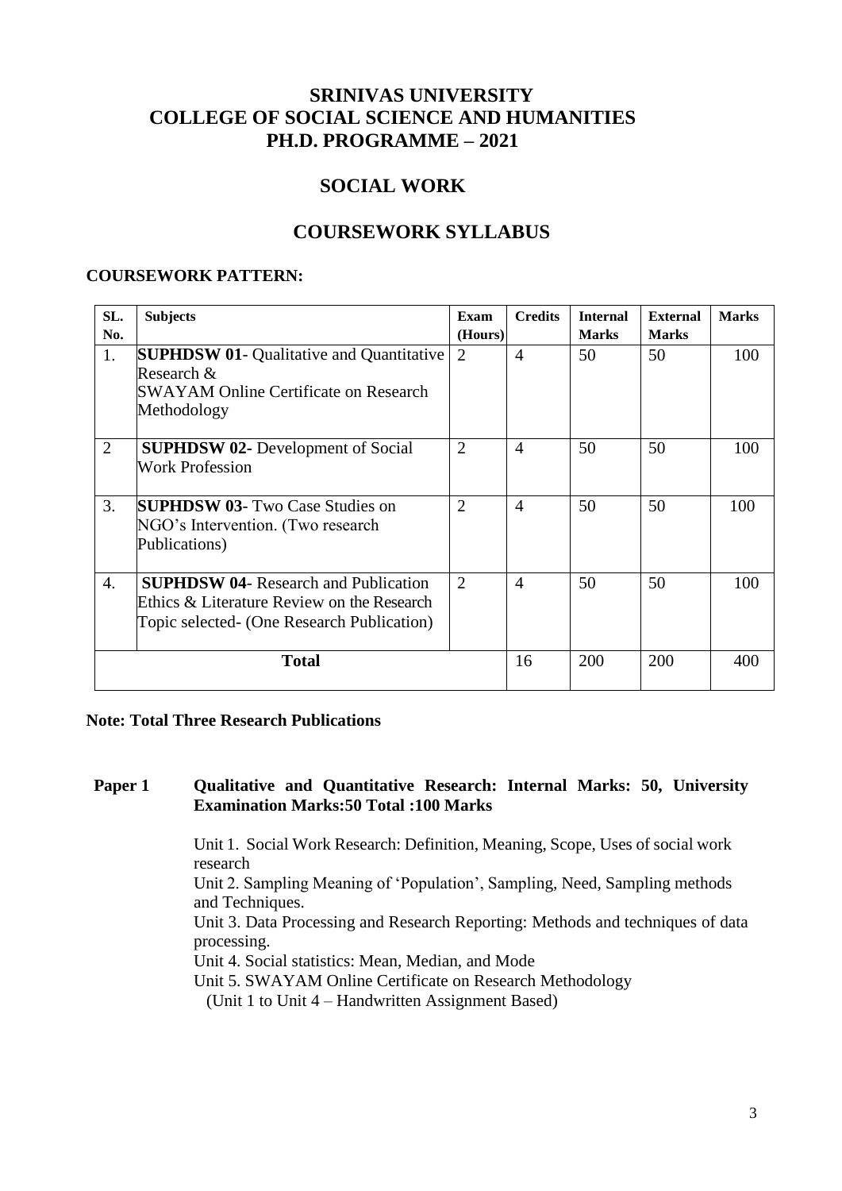# SRINIVAS UNIVERSITY
# COLLEGE OF SOCIAL SCIENCE AND HUMANITIES
# PH.D. PROGRAMME – 2021

## SOCIAL WORK

## COURSEWORK SYLLABUS

**COURSEWORK PATTERN:**

| SL. No. | Subjects | Exam (Hours) | Credits | Internal Marks | External Marks | Marks |
|---|---|---|---|---|---|---|
| 1. | **SUPHDSW 01**- Qualitative and Quantitative Research & SWAYAM Online Certificate on Research Methodology | 2 | 4 | 50 | 50 | 100 |
| 2 | **SUPHDSW 02-** Development of Social Work Profession | 2 | 4 | 50 | 50 | 100 |
| 3. | **SUPHDSW 03**- Two Case Studies on NGO's Intervention. (Two research Publications) | 2 | 4 | 50 | 50 | 100 |
| 4. | **SUPHDSW 04**- Research and Publication Ethics & Literature Review on the Research Topic selected- (One Research Publication) | 2 | 4 | 50 | 50 | 100 |
| | **Total** | | 16 | 200 | 200 | 400 |

**Note: Total Three Research Publications**

**Paper 1 Qualitative and Quantitative Research: Internal Marks: 50, University Examination Marks:50 Total :100 Marks**

Unit 1. Social Work Research: Definition, Meaning, Scope, Uses of social work research

Unit 2. Sampling Meaning of 'Population', Sampling, Need, Sampling methods and Techniques.

Unit 3. Data Processing and Research Reporting: Methods and techniques of data processing.

Unit 4. Social statistics: Mean, Median, and Mode

Unit 5. SWAYAM Online Certificate on Research Methodology
(Unit 1 to Unit 4 – Handwritten Assignment Based)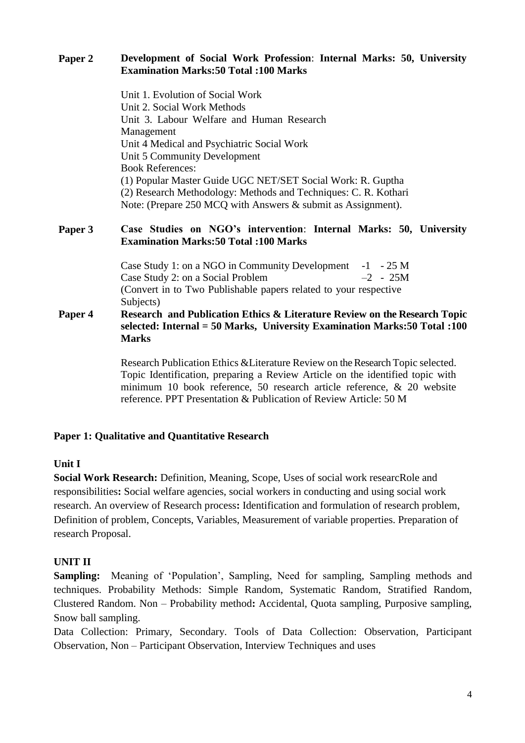**Paper 2** **Development of Social Work Profession**: **Internal Marks: 50, University Examination Marks:50 Total :100 Marks**

Unit 1. Evolution of Social Work
Unit 2. Social Work Methods
Unit 3. Labour Welfare and Human Research Management
Unit 4 Medical and Psychiatric Social Work
Unit 5 Community Development
Book References:
(1) Popular Master Guide UGC NET/SET Social Work: R. Guptha
(2) Research Methodology: Methods and Techniques: C. R. Kothari
Note: (Prepare 250 MCQ with Answers & submit as Assignment).

**Paper 3** **Case Studies on NGO's intervention**: **Internal Marks: 50, University Examination Marks:50 Total :100 Marks**

Case Study 1: on a NGO in Community Development -1 - 25 M
Case Study 2: on a Social Problem –2 - 25M
(Convert in to Two Publishable papers related to your respective Subjects)

**Paper 4** **Research and Publication Ethics & Literature Review on the Research Topic selected: Internal = 50 Marks, University Examination Marks:50 Total :100 Marks**

Research Publication Ethics &Literature Review on the Research Topic selected. Topic Identification, preparing a Review Article on the identified topic with minimum 10 book reference, 50 research article reference, & 20 website reference. PPT Presentation & Publication of Review Article: 50 M

**Paper 1: Qualitative and Quantitative Research**

**Unit I**

**Social Work Research:** Definition, Meaning, Scope, Uses of social work researcRole and responsibilities**:** Social welfare agencies, social workers in conducting and using social work research. An overview of Research process**:** Identification and formulation of research problem, Definition of problem, Concepts, Variables, Measurement of variable properties. Preparation of research Proposal.

**UNIT II**

**Sampling:** Meaning of 'Population', Sampling, Need for sampling, Sampling methods and techniques. Probability Methods: Simple Random, Systematic Random, Stratified Random, Clustered Random. Non – Probability method**:** Accidental, Quota sampling, Purposive sampling, Snow ball sampling.

Data Collection: Primary, Secondary. Tools of Data Collection: Observation, Participant Observation, Non – Participant Observation, Interview Techniques and uses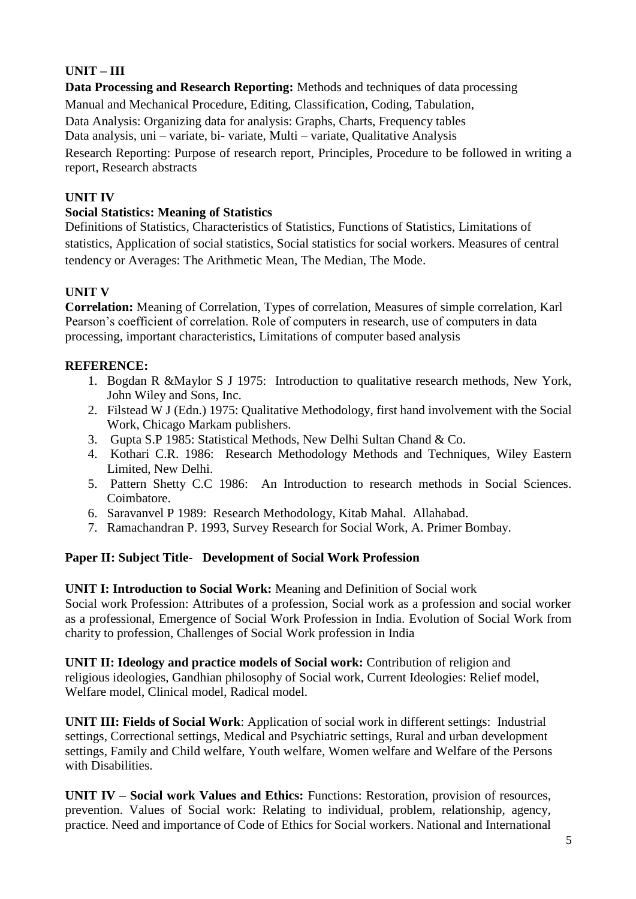**UNIT – III**

**Data Processing and Research Reporting:** Methods and techniques of data processing

Manual and Mechanical Procedure, Editing, Classification, Coding, Tabulation,

Data Analysis: Organizing data for analysis: Graphs, Charts, Frequency tables

Data analysis, uni – variate, bi- variate, Multi – variate, Qualitative Analysis

Research Reporting: Purpose of research report, Principles, Procedure to be followed in writing a report, Research abstracts

**UNIT IV**

**Social Statistics: Meaning of Statistics**

Definitions of Statistics, Characteristics of Statistics, Functions of Statistics, Limitations of statistics, Application of social statistics, Social statistics for social workers. Measures of central tendency or Averages: The Arithmetic Mean, The Median, The Mode.

**UNIT V**

**Correlation:** Meaning of Correlation, Types of correlation, Measures of simple correlation, Karl Pearson's coefficient of correlation. Role of computers in research, use of computers in data processing, important characteristics, Limitations of computer based analysis

**REFERENCE:**

1. Bogdan R &Maylor S J 1975: Introduction to qualitative research methods, New York, John Wiley and Sons, Inc.
2. Filstead W J (Edn.) 1975: Qualitative Methodology, first hand involvement with the Social Work, Chicago Markam publishers.
3. Gupta S.P 1985: Statistical Methods, New Delhi Sultan Chand & Co.
4. Kothari C.R. 1986: Research Methodology Methods and Techniques, Wiley Eastern Limited, New Delhi.
5. Pattern Shetty C.C 1986: An Introduction to research methods in Social Sciences. Coimbatore.
6. Saravanvel P 1989: Research Methodology, Kitab Mahal. Allahabad.
7. Ramachandran P. 1993, Survey Research for Social Work, A. Primer Bombay.

**Paper II: Subject Title- Development of Social Work Profession**

**UNIT I: Introduction to Social Work:** Meaning and Definition of Social work

Social work Profession: Attributes of a profession, Social work as a profession and social worker as a professional, Emergence of Social Work Profession in India. Evolution of Social Work from charity to profession, Challenges of Social Work profession in India

**UNIT II: Ideology and practice models of Social work:** Contribution of religion and religious ideologies, Gandhian philosophy of Social work, Current Ideologies: Relief model, Welfare model, Clinical model, Radical model.

**UNIT III: Fields of Social Work**: Application of social work in different settings: Industrial settings, Correctional settings, Medical and Psychiatric settings, Rural and urban development settings, Family and Child welfare, Youth welfare, Women welfare and Welfare of the Persons with Disabilities.

**UNIT IV – Social work Values and Ethics:** Functions: Restoration, provision of resources, prevention. Values of Social work: Relating to individual, problem, relationship, agency, practice. Need and importance of Code of Ethics for Social workers. National and International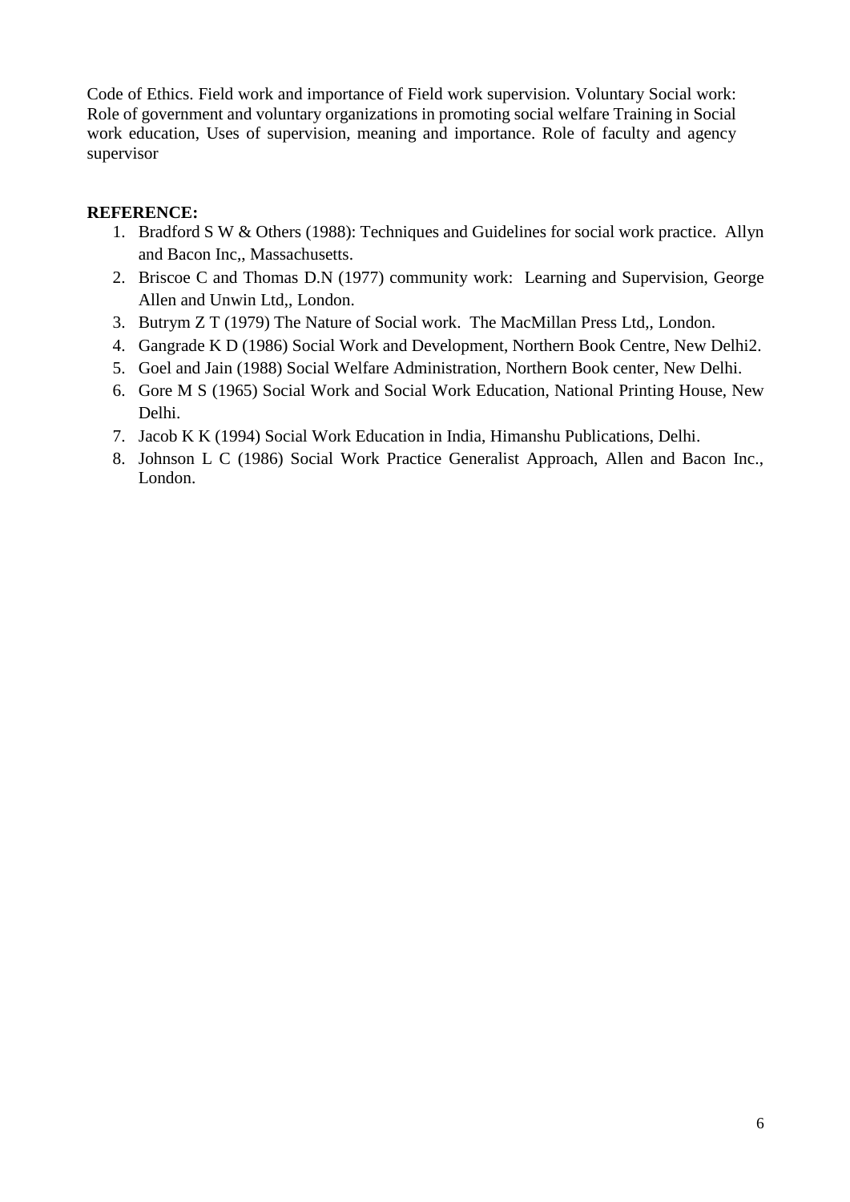Code of Ethics. Field work and importance of Field work supervision. Voluntary Social work: Role of government and voluntary organizations in promoting social welfare Training in Social work education, Uses of supervision, meaning and importance. Role of faculty and agency supervisor

**REFERENCE:**

1. Bradford S W & Others (1988): Techniques and Guidelines for social work practice. Allyn and Bacon Inc,, Massachusetts.
2. Briscoe C and Thomas D.N (1977) community work: Learning and Supervision, George Allen and Unwin Ltd,, London.
3. Butrym Z T (1979) The Nature of Social work. The MacMillan Press Ltd,, London.
4. Gangrade K D (1986) Social Work and Development, Northern Book Centre, New Delhi2.
5. Goel and Jain (1988) Social Welfare Administration, Northern Book center, New Delhi.
6. Gore M S (1965) Social Work and Social Work Education, National Printing House, New Delhi.
7. Jacob K K (1994) Social Work Education in India, Himanshu Publications, Delhi.
8. Johnson L C (1986) Social Work Practice Generalist Approach, Allen and Bacon Inc., London.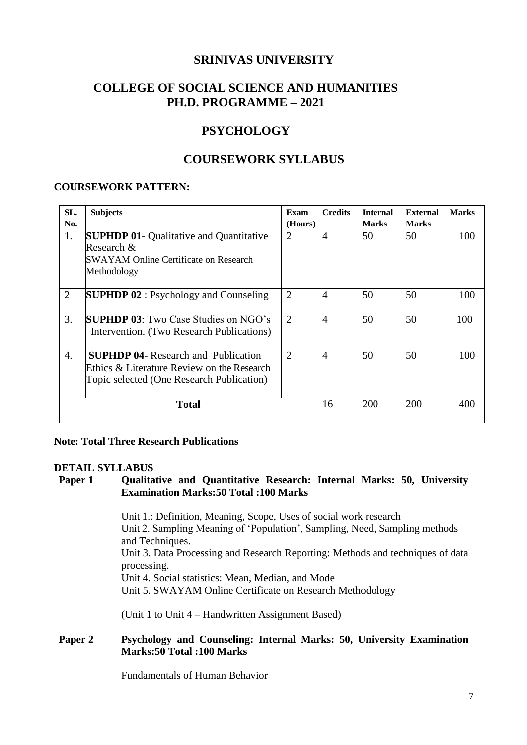# SRINIVAS UNIVERSITY

## COLLEGE OF SOCIAL SCIENCE AND HUMANITIES
## PH.D. PROGRAMME – 2021

## PSYCHOLOGY

## COURSEWORK SYLLABUS

**COURSEWORK PATTERN:**

| SL. No. | Subjects | Exam (Hours) | Credits | Internal Marks | External Marks | Marks |
|---|---|---|---|---|---|---|
| 1. | **SUPHDP 01**- Qualitative and Quantitative Research & SWAYAM Online Certificate on Research Methodology | 2 | 4 | 50 | 50 | 100 |
| 2 | **SUPHDP 02** : Psychology and Counseling | 2 | 4 | 50 | 50 | 100 |
| 3. | **SUPHDP 03**: Two Case Studies on NGO's Intervention. (Two Research Publications) | 2 | 4 | 50 | 50 | 100 |
| 4. | **SUPHDP 04**- Research and Publication Ethics & Literature Review on the Research Topic selected (One Research Publication) | 2 | 4 | 50 | 50 | 100 |
| **Total** | | | 16 | 200 | 200 | 400 |

**Note: Total Three Research Publications**

**DETAIL SYLLABUS**

**Paper 1 Qualitative and Quantitative Research: Internal Marks: 50, University Examination Marks:50 Total :100 Marks**

Unit 1.: Definition, Meaning, Scope, Uses of social work research
Unit 2. Sampling Meaning of 'Population', Sampling, Need, Sampling methods and Techniques.
Unit 3. Data Processing and Research Reporting: Methods and techniques of data processing.
Unit 4. Social statistics: Mean, Median, and Mode
Unit 5. SWAYAM Online Certificate on Research Methodology

(Unit 1 to Unit 4 – Handwritten Assignment Based)

**Paper 2 Psychology and Counseling: Internal Marks: 50, University Examination Marks:50 Total :100 Marks**

Fundamentals of Human Behavior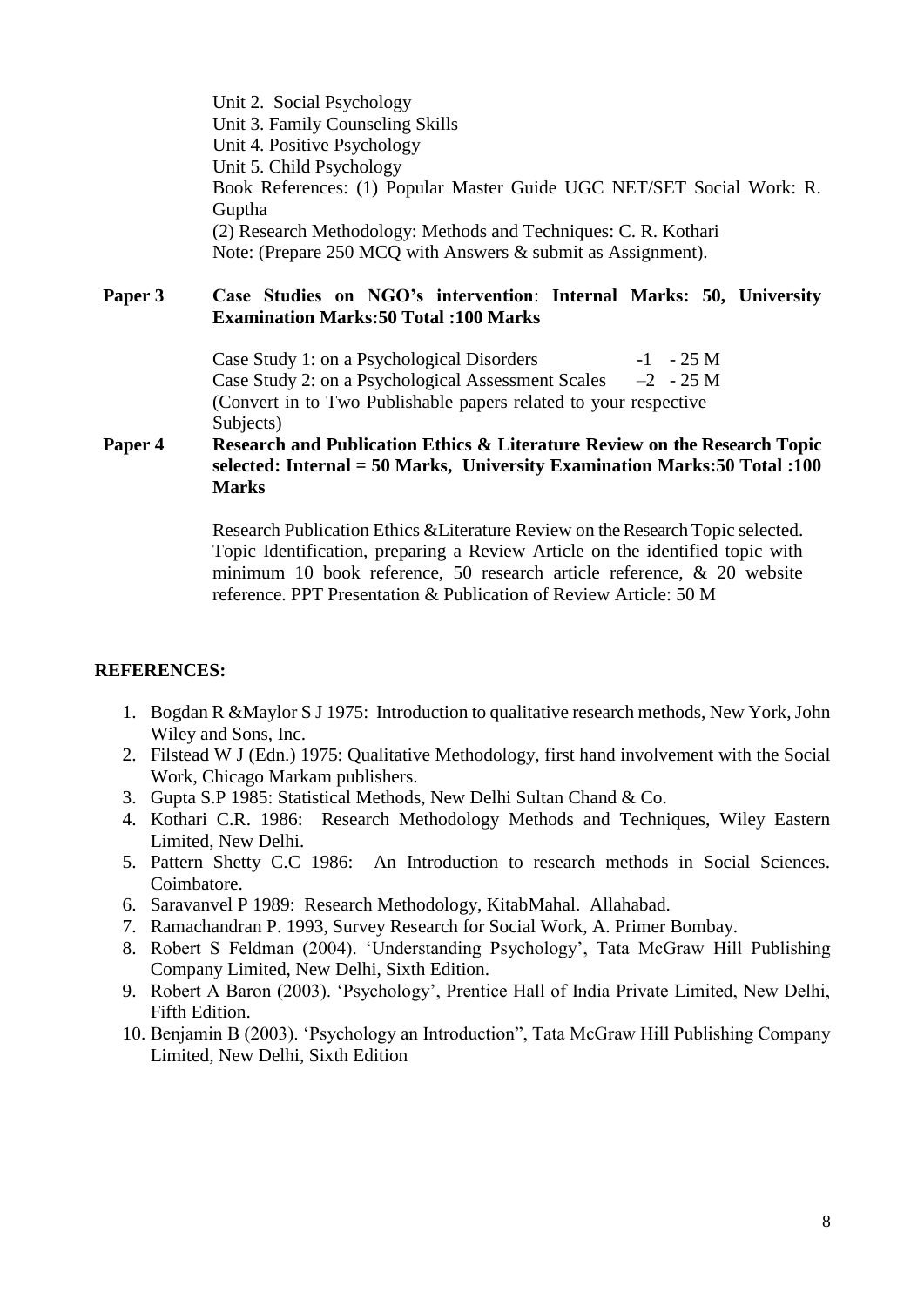Unit 2. Social Psychology
Unit 3. Family Counseling Skills
Unit 4. Positive Psychology
Unit 5. Child Psychology
Book References: (1) Popular Master Guide UGC NET/SET Social Work: R. Guptha
(2) Research Methodology: Methods and Techniques: C. R. Kothari
Note: (Prepare 250 MCQ with Answers & submit as Assignment).

**Paper 3** **Case Studies on NGO's intervention**: **Internal Marks: 50, University Examination Marks:50 Total :100 Marks**

Case Study 1: on a Psychological Disorders -1 - 25 M
Case Study 2: on a Psychological Assessment Scales –2 - 25 M
(Convert in to Two Publishable papers related to your respective Subjects)

**Paper 4** **Research and Publication Ethics & Literature Review on the Research Topic selected: Internal = 50 Marks, University Examination Marks:50 Total :100 Marks**

Research Publication Ethics &Literature Review on the Research Topic selected. Topic Identification, preparing a Review Article on the identified topic with minimum 10 book reference, 50 research article reference, & 20 website reference. PPT Presentation & Publication of Review Article: 50 M

**REFERENCES:**

1. Bogdan R &Maylor S J 1975: Introduction to qualitative research methods, New York, John Wiley and Sons, Inc.
2. Filstead W J (Edn.) 1975: Qualitative Methodology, first hand involvement with the Social Work, Chicago Markam publishers.
3. Gupta S.P 1985: Statistical Methods, New Delhi Sultan Chand & Co.
4. Kothari C.R. 1986: Research Methodology Methods and Techniques, Wiley Eastern Limited, New Delhi.
5. Pattern Shetty C.C 1986: An Introduction to research methods in Social Sciences. Coimbatore.
6. Saravanvel P 1989: Research Methodology, KitabMahal. Allahabad.
7. Ramachandran P. 1993, Survey Research for Social Work, A. Primer Bombay.
8. Robert S Feldman (2004). 'Understanding Psychology', Tata McGraw Hill Publishing Company Limited, New Delhi, Sixth Edition.
9. Robert A Baron (2003). 'Psychology', Prentice Hall of India Private Limited, New Delhi, Fifth Edition.
10. Benjamin B (2003). 'Psychology an Introduction", Tata McGraw Hill Publishing Company Limited, New Delhi, Sixth Edition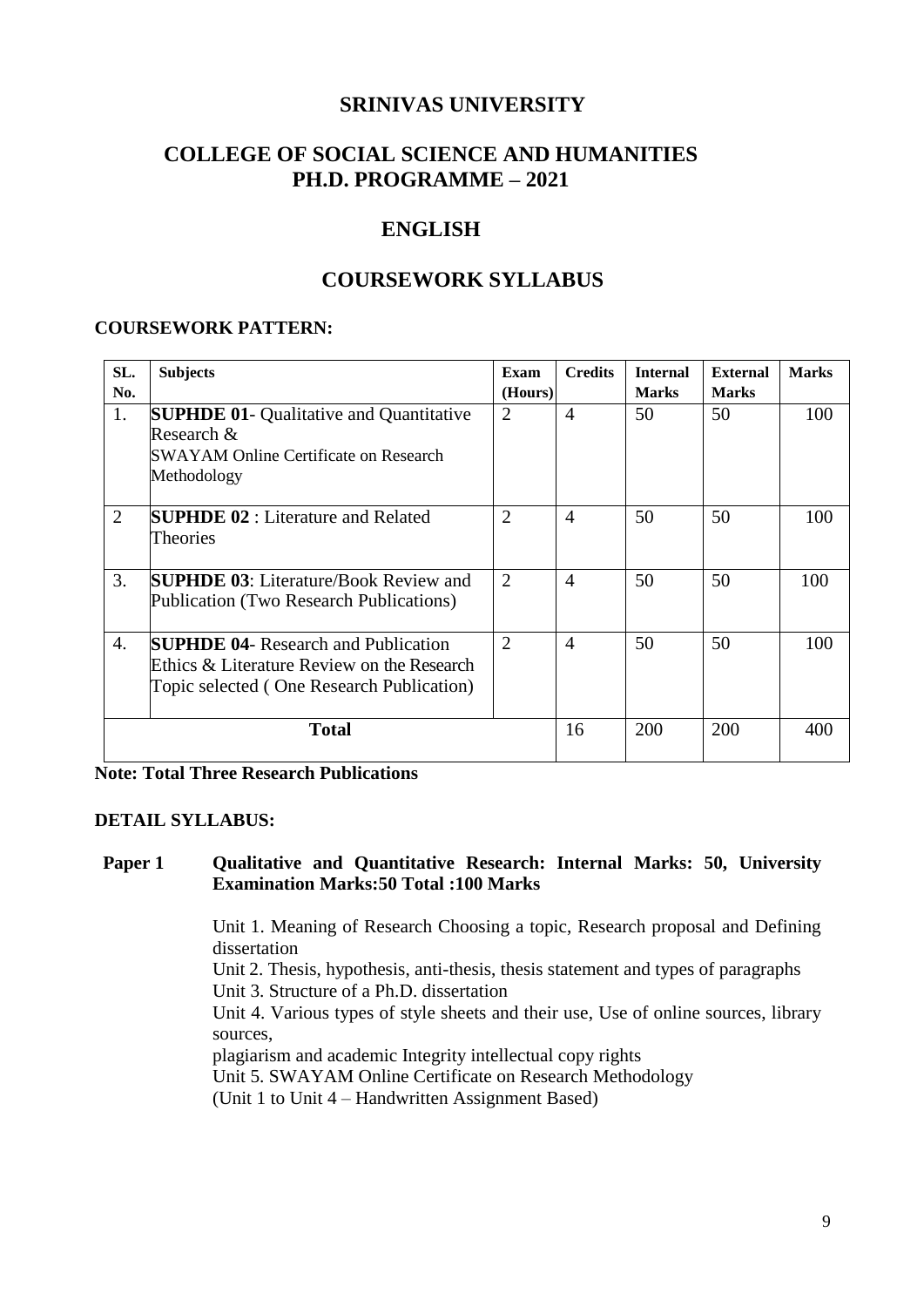# SRINIVAS UNIVERSITY

## COLLEGE OF SOCIAL SCIENCE AND HUMANITIES
## PH.D. PROGRAMME – 2021

## ENGLISH

## COURSEWORK SYLLABUS

### COURSEWORK PATTERN:

| SL. No. | Subjects | Exam (Hours) | Credits | Internal Marks | External Marks | Marks |
|---|---|---|---|---|---|---|
| 1. | **SUPHDE 01**- Qualitative and Quantitative Research & SWAYAM Online Certificate on Research Methodology | 2 | 4 | 50 | 50 | 100 |
| 2 | **SUPHDE 02** : Literature and Related Theories | 2 | 4 | 50 | 50 | 100 |
| 3. | **SUPHDE 03**: Literature/Book Review and Publication (Two Research Publications) | 2 | 4 | 50 | 50 | 100 |
| 4. | **SUPHDE 04**- Research and Publication Ethics & Literature Review on the Research Topic selected ( One Research Publication) | 2 | 4 | 50 | 50 | 100 |
| | **Total** | | 16 | 200 | 200 | 400 |

**Note: Total Three Research Publications**

### DETAIL SYLLABUS:

**Paper 1 Qualitative and Quantitative Research: Internal Marks: 50, University Examination Marks:50 Total :100 Marks**

Unit 1. Meaning of Research Choosing a topic, Research proposal and Defining dissertation
Unit 2. Thesis, hypothesis, anti-thesis, thesis statement and types of paragraphs
Unit 3. Structure of a Ph.D. dissertation
Unit 4. Various types of style sheets and their use, Use of online sources, library sources,
plagiarism and academic Integrity intellectual copy rights
Unit 5. SWAYAM Online Certificate on Research Methodology
(Unit 1 to Unit 4 – Handwritten Assignment Based)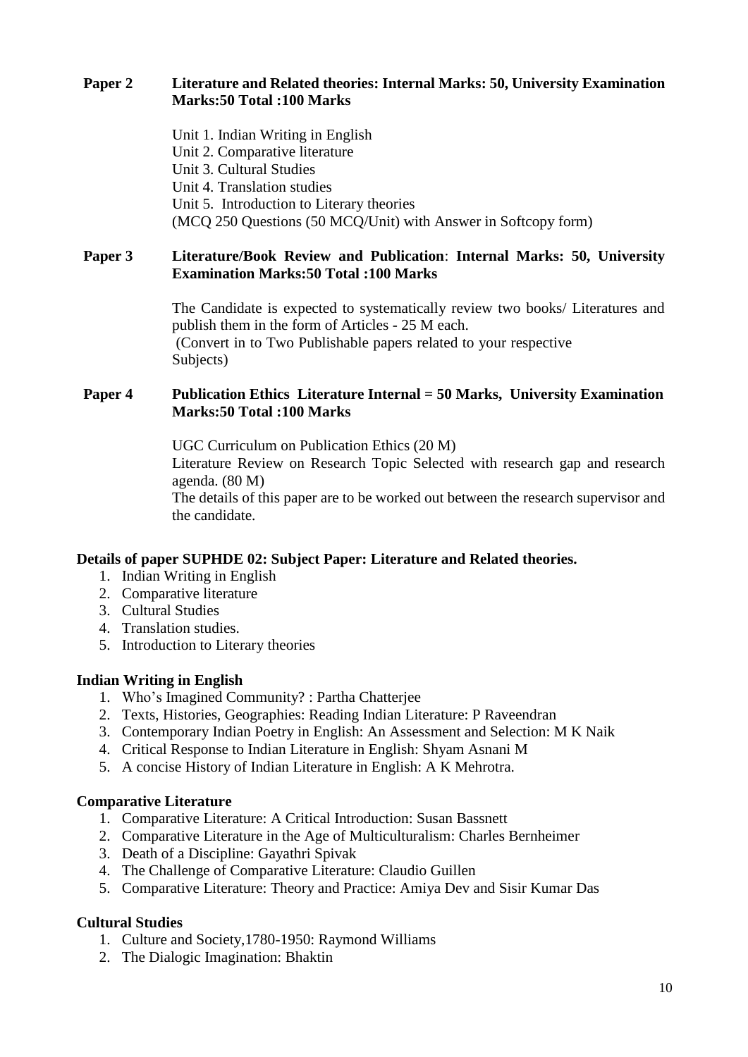**Paper 2** **Literature and Related theories: Internal Marks: 50, University Examination Marks:50 Total :100 Marks**

Unit 1. Indian Writing in English
Unit 2. Comparative literature
Unit 3. Cultural Studies
Unit 4. Translation studies
Unit 5. Introduction to Literary theories
(MCQ 250 Questions (50 MCQ/Unit) with Answer in Softcopy form)

**Paper 3** **Literature/Book Review and Publication**: **Internal Marks: 50, University Examination Marks:50 Total :100 Marks**

The Candidate is expected to systematically review two books/ Literatures and publish them in the form of Articles - 25 M each.
(Convert in to Two Publishable papers related to your respective Subjects)

**Paper 4** **Publication Ethics Literature Internal = 50 Marks, University Examination Marks:50 Total :100 Marks**

UGC Curriculum on Publication Ethics (20 M)
Literature Review on Research Topic Selected with research gap and research agenda. (80 M)
The details of this paper are to be worked out between the research supervisor and the candidate.

**Details of paper SUPHDE 02: Subject Paper: Literature and Related theories.**

1. Indian Writing in English
2. Comparative literature
3. Cultural Studies
4. Translation studies.
5. Introduction to Literary theories

**Indian Writing in English**

1. Who's Imagined Community? : Partha Chatterjee
2. Texts, Histories, Geographies: Reading Indian Literature: P Raveendran
3. Contemporary Indian Poetry in English: An Assessment and Selection: M K Naik
4. Critical Response to Indian Literature in English: Shyam Asnani M
5. A concise History of Indian Literature in English: A K Mehrotra.

**Comparative Literature**

1. Comparative Literature: A Critical Introduction: Susan Bassnett
2. Comparative Literature in the Age of Multiculturalism: Charles Bernheimer
3. Death of a Discipline: Gayathri Spivak
4. The Challenge of Comparative Literature: Claudio Guillen
5. Comparative Literature: Theory and Practice: Amiya Dev and Sisir Kumar Das

**Cultural Studies**

1. Culture and Society,1780-1950: Raymond Williams
2. The Dialogic Imagination: Bhaktin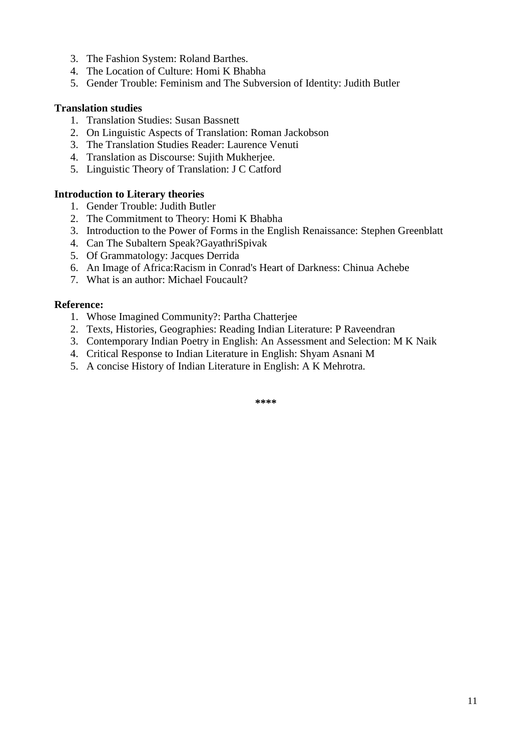3. The Fashion System: Roland Barthes.
4. The Location of Culture: Homi K Bhabha
5. Gender Trouble: Feminism and The Subversion of Identity: Judith Butler

**Translation studies**

1. Translation Studies: Susan Bassnett
2. On Linguistic Aspects of Translation: Roman Jackobson
3. The Translation Studies Reader: Laurence Venuti
4. Translation as Discourse: Sujith Mukherjee.
5. Linguistic Theory of Translation: J C Catford

**Introduction to Literary theories**

1. Gender Trouble: Judith Butler
2. The Commitment to Theory: Homi K Bhabha
3. Introduction to the Power of Forms in the English Renaissance: Stephen Greenblatt
4. Can The Subaltern Speak?GayathriSpivak
5. Of Grammatology: Jacques Derrida
6. An Image of Africa:Racism in Conrad's Heart of Darkness: Chinua Achebe
7. What is an author: Michael Foucault?

**Reference:**

1. Whose Imagined Community?: Partha Chatterjee
2. Texts, Histories, Geographies: Reading Indian Literature: P Raveendran
3. Contemporary Indian Poetry in English: An Assessment and Selection: M K Naik
4. Critical Response to Indian Literature in English: Shyam Asnani M
5. A concise History of Indian Literature in English: A K Mehrotra.

****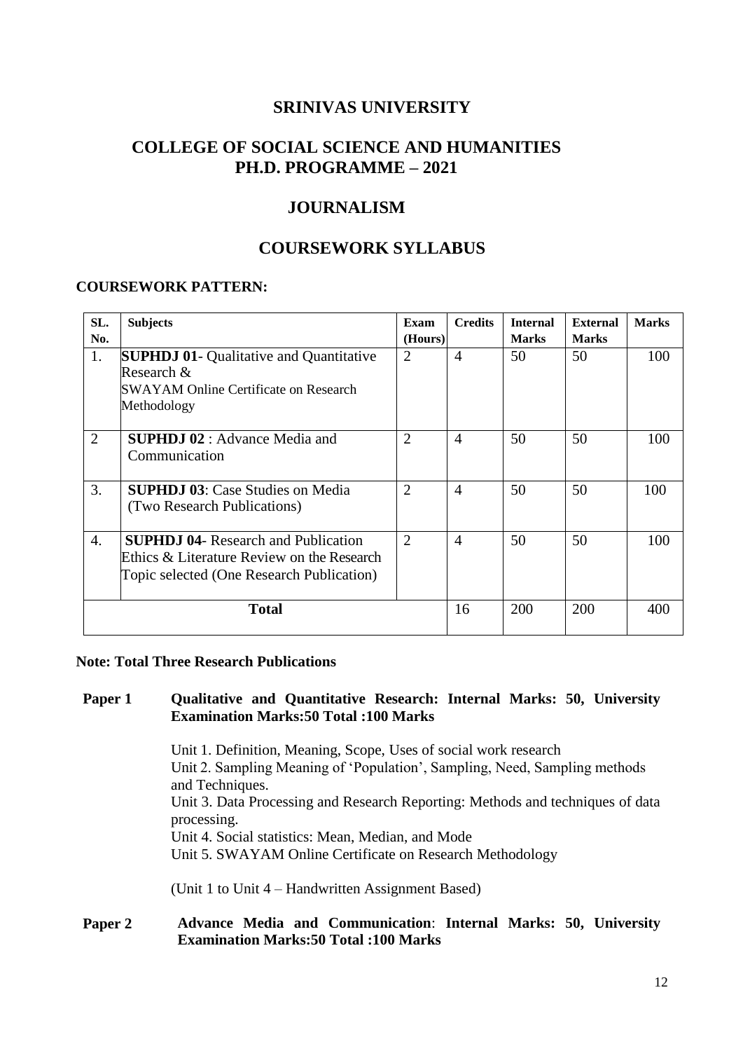# SRINIVAS UNIVERSITY

## COLLEGE OF SOCIAL SCIENCE AND HUMANITIES
## PH.D. PROGRAMME – 2021

## JOURNALISM

## COURSEWORK SYLLABUS

**COURSEWORK PATTERN:**

| SL. No. | Subjects | Exam (Hours) | Credits | Internal Marks | External Marks | Marks |
|---|---|---|---|---|---|---|
| 1. | **SUPHDJ 01**- Qualitative and Quantitative Research & SWAYAM Online Certificate on Research Methodology | 2 | 4 | 50 | 50 | 100 |
| 2 | **SUPHDJ 02** : Advance Media and Communication | 2 | 4 | 50 | 50 | 100 |
| 3. | **SUPHDJ 03**: Case Studies on Media (Two Research Publications) | 2 | 4 | 50 | 50 | 100 |
| 4. | **SUPHDJ 04**- Research and Publication Ethics & Literature Review on the Research Topic selected (One Research Publication) | 2 | 4 | 50 | 50 | 100 |
| | **Total** | | 16 | 200 | 200 | 400 |

**Note: Total Three Research Publications**

**Paper 1 Qualitative and Quantitative Research: Internal Marks: 50, University Examination Marks:50 Total :100 Marks**

Unit 1. Definition, Meaning, Scope, Uses of social work research
Unit 2. Sampling Meaning of 'Population', Sampling, Need, Sampling methods and Techniques.
Unit 3. Data Processing and Research Reporting: Methods and techniques of data processing.
Unit 4. Social statistics: Mean, Median, and Mode
Unit 5. SWAYAM Online Certificate on Research Methodology

(Unit 1 to Unit 4 – Handwritten Assignment Based)

**Paper 2 Advance Media and Communication: Internal Marks: 50, University Examination Marks:50 Total :100 Marks**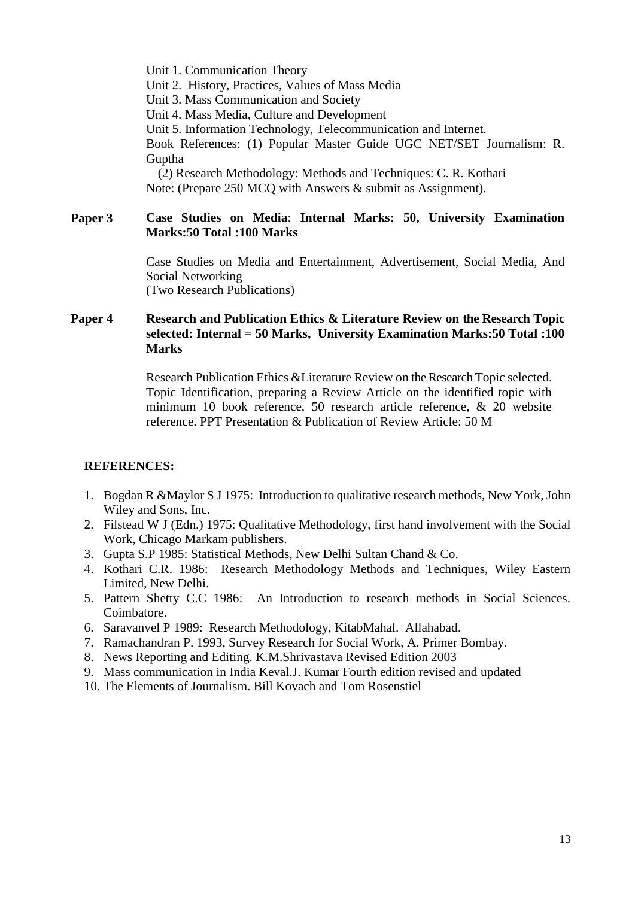Unit 1. Communication Theory

Unit 2. History, Practices, Values of Mass Media

Unit 3. Mass Communication and Society

Unit 4. Mass Media, Culture and Development

Unit 5. Information Technology, Telecommunication and Internet.

Book References: (1) Popular Master Guide UGC NET/SET Journalism: R. Guptha

(2) Research Methodology: Methods and Techniques: C. R. Kothari

Note: (Prepare 250 MCQ with Answers & submit as Assignment).

**Paper 3** **Case Studies on Media**: **Internal Marks: 50, University Examination Marks:50 Total :100 Marks**

Case Studies on Media and Entertainment, Advertisement, Social Media, And Social Networking

(Two Research Publications)

**Paper 4** **Research and Publication Ethics & Literature Review on the Research Topic selected: Internal = 50 Marks, University Examination Marks:50 Total :100 Marks**

Research Publication Ethics &Literature Review on the Research Topic selected. Topic Identification, preparing a Review Article on the identified topic with minimum 10 book reference, 50 research article reference, & 20 website reference. PPT Presentation & Publication of Review Article: 50 M

**REFERENCES:**

1. Bogdan R &Maylor S J 1975: Introduction to qualitative research methods, New York, John Wiley and Sons, Inc.
2. Filstead W J (Edn.) 1975: Qualitative Methodology, first hand involvement with the Social Work, Chicago Markam publishers.
3. Gupta S.P 1985: Statistical Methods, New Delhi Sultan Chand & Co.
4. Kothari C.R. 1986: Research Methodology Methods and Techniques, Wiley Eastern Limited, New Delhi.
5. Pattern Shetty C.C 1986: An Introduction to research methods in Social Sciences. Coimbatore.
6. Saravanvel P 1989: Research Methodology, KitabMahal. Allahabad.
7. Ramachandran P. 1993, Survey Research for Social Work, A. Primer Bombay.
8. News Reporting and Editing. K.M.Shrivastava Revised Edition 2003
9. Mass communication in India Keval.J. Kumar Fourth edition revised and updated
10. The Elements of Journalism. Bill Kovach and Tom Rosenstiel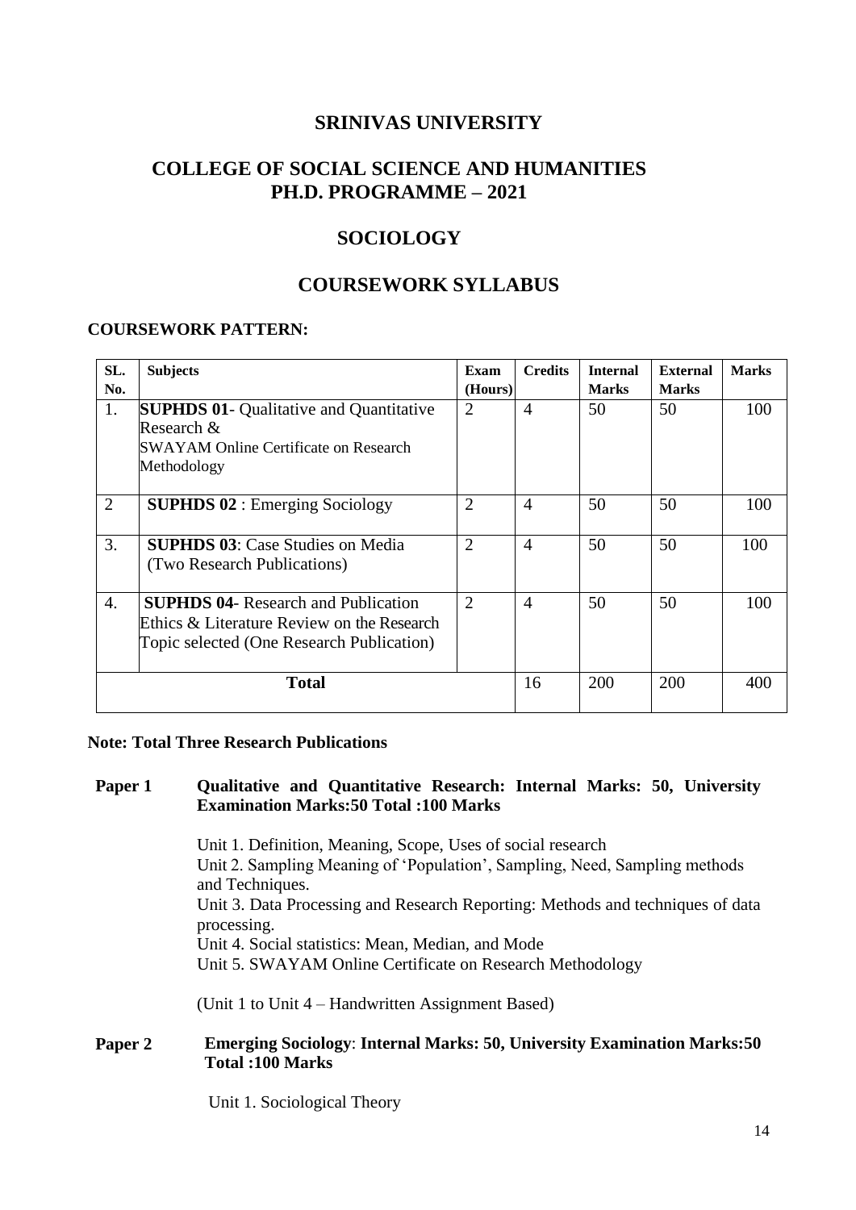# SRINIVAS UNIVERSITY

## COLLEGE OF SOCIAL SCIENCE AND HUMANITIES
## PH.D. PROGRAMME – 2021

## SOCIOLOGY

## COURSEWORK SYLLABUS

**COURSEWORK PATTERN:**

| SL. No. | Subjects | Exam (Hours) | Credits | Internal Marks | External Marks | Marks |
|---|---|---|---|---|---|---|
| 1. | **SUPHDS 01**- Qualitative and Quantitative Research & SWAYAM Online Certificate on Research Methodology | 2 | 4 | 50 | 50 | 100 |
| 2 | **SUPHDS 02** : Emerging Sociology | 2 | 4 | 50 | 50 | 100 |
| 3. | **SUPHDS 03**: Case Studies on Media (Two Research Publications) | 2 | 4 | 50 | 50 | 100 |
| 4. | **SUPHDS 04**- Research and Publication Ethics & Literature Review on the Research Topic selected (One Research Publication) | 2 | 4 | 50 | 50 | 100 |
| **Total** | | | 16 | 200 | 200 | 400 |

**Note: Total Three Research Publications**

**Paper 1** **Qualitative and Quantitative Research: Internal Marks: 50, University Examination Marks:50 Total :100 Marks**

Unit 1. Definition, Meaning, Scope, Uses of social research
Unit 2. Sampling Meaning of 'Population', Sampling, Need, Sampling methods and Techniques.
Unit 3. Data Processing and Research Reporting: Methods and techniques of data processing.
Unit 4. Social statistics: Mean, Median, and Mode
Unit 5. SWAYAM Online Certificate on Research Methodology

(Unit 1 to Unit 4 – Handwritten Assignment Based)

**Paper 2** **Emerging Sociology**: **Internal Marks: 50, University Examination Marks:50 Total :100 Marks**

Unit 1. Sociological Theory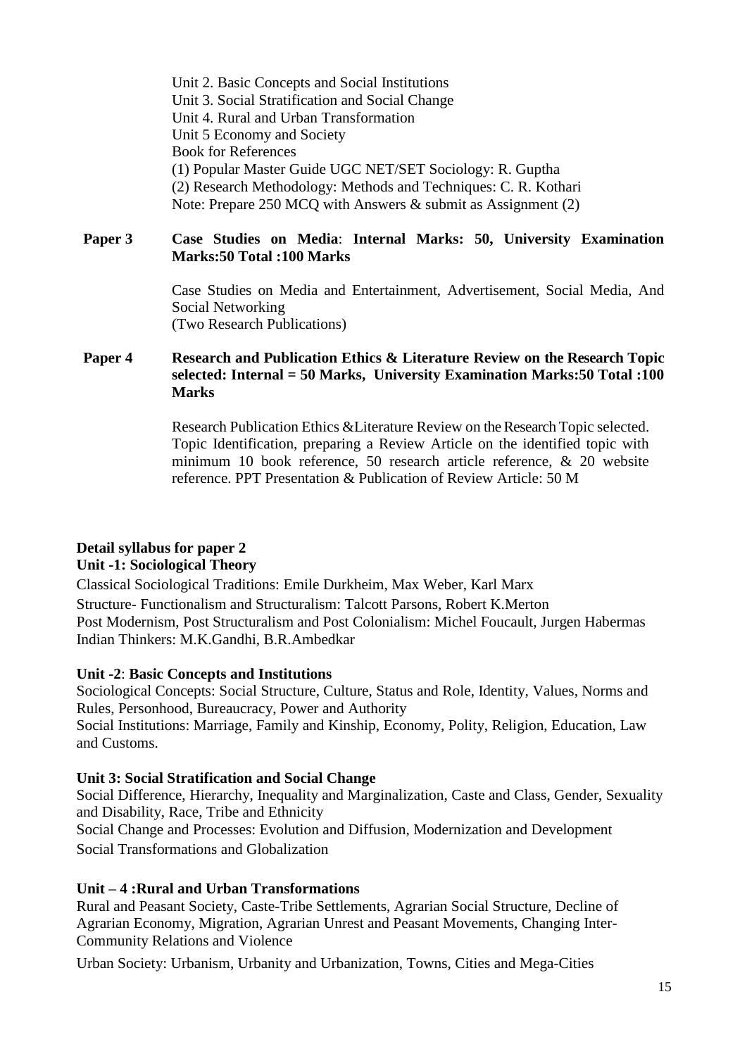Unit 2. Basic Concepts and Social Institutions
Unit 3. Social Stratification and Social Change
Unit 4. Rural and Urban Transformation
Unit 5 Economy and Society
Book for References
(1) Popular Master Guide UGC NET/SET Sociology: R. Guptha
(2) Research Methodology: Methods and Techniques: C. R. Kothari
Note: Prepare 250 MCQ with Answers & submit as Assignment (2)

**Paper 3** **Case Studies on Media**: **Internal Marks: 50, University Examination Marks:50 Total :100 Marks**

Case Studies on Media and Entertainment, Advertisement, Social Media, And Social Networking
(Two Research Publications)

**Paper 4** **Research and Publication Ethics & Literature Review on the Research Topic selected: Internal = 50 Marks, University Examination Marks:50 Total :100 Marks**

Research Publication Ethics &Literature Review on the Research Topic selected. Topic Identification, preparing a Review Article on the identified topic with minimum 10 book reference, 50 research article reference, & 20 website reference. PPT Presentation & Publication of Review Article: 50 M

**Detail syllabus for paper 2**
**Unit -1: Sociological Theory**

Classical Sociological Traditions: Emile Durkheim, Max Weber, Karl Marx
Structure- Functionalism and Structuralism: Talcott Parsons, Robert K.Merton
Post Modernism, Post Structuralism and Post Colonialism: Michel Foucault, Jurgen Habermas
Indian Thinkers: M.K.Gandhi, B.R.Ambedkar

**Unit -2**: **Basic Concepts and Institutions**

Sociological Concepts: Social Structure, Culture, Status and Role, Identity, Values, Norms and Rules, Personhood, Bureaucracy, Power and Authority
Social Institutions: Marriage, Family and Kinship, Economy, Polity, Religion, Education, Law and Customs.

**Unit 3: Social Stratification and Social Change**

Social Difference, Hierarchy, Inequality and Marginalization, Caste and Class, Gender, Sexuality and Disability, Race, Tribe and Ethnicity
Social Change and Processes: Evolution and Diffusion, Modernization and Development
Social Transformations and Globalization

**Unit – 4 :Rural and Urban Transformations**

Rural and Peasant Society, Caste-Tribe Settlements, Agrarian Social Structure, Decline of Agrarian Economy, Migration, Agrarian Unrest and Peasant Movements, Changing Inter-Community Relations and Violence

Urban Society: Urbanism, Urbanity and Urbanization, Towns, Cities and Mega-Cities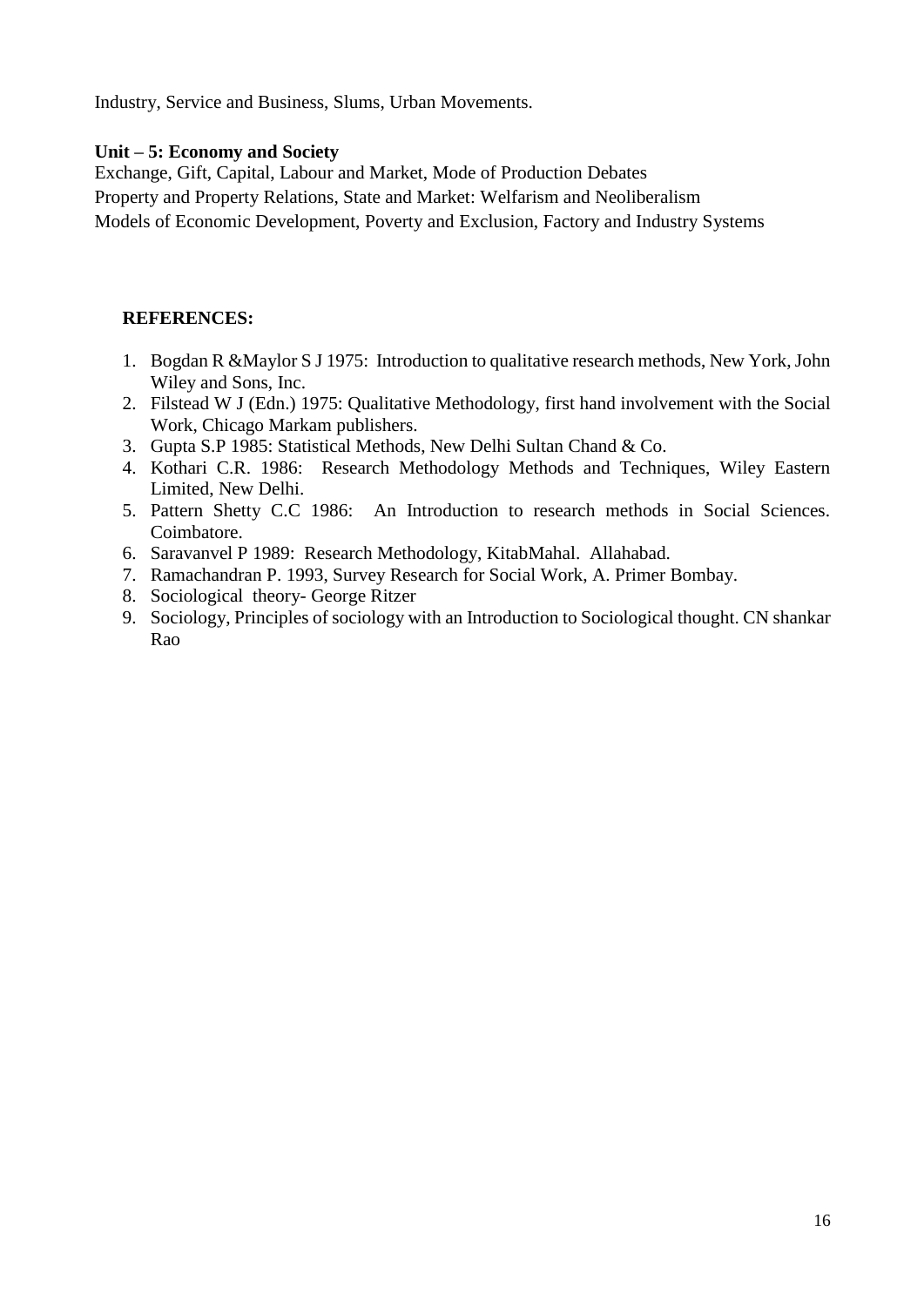Industry, Service and Business, Slums, Urban Movements.

**Unit – 5: Economy and Society**

Exchange, Gift, Capital, Labour and Market, Mode of Production Debates
Property and Property Relations, State and Market: Welfarism and Neoliberalism
Models of Economic Development, Poverty and Exclusion, Factory and Industry Systems

**REFERENCES:**

1. Bogdan R &Maylor S J 1975: Introduction to qualitative research methods, New York, John Wiley and Sons, Inc.
2. Filstead W J (Edn.) 1975: Qualitative Methodology, first hand involvement with the Social Work, Chicago Markam publishers.
3. Gupta S.P 1985: Statistical Methods, New Delhi Sultan Chand & Co.
4. Kothari C.R. 1986: Research Methodology Methods and Techniques, Wiley Eastern Limited, New Delhi.
5. Pattern Shetty C.C 1986: An Introduction to research methods in Social Sciences. Coimbatore.
6. Saravanvel P 1989: Research Methodology, KitabMahal. Allahabad.
7. Ramachandran P. 1993, Survey Research for Social Work, A. Primer Bombay.
8. Sociological theory- George Ritzer
9. Sociology, Principles of sociology with an Introduction to Sociological thought. CN shankar Rao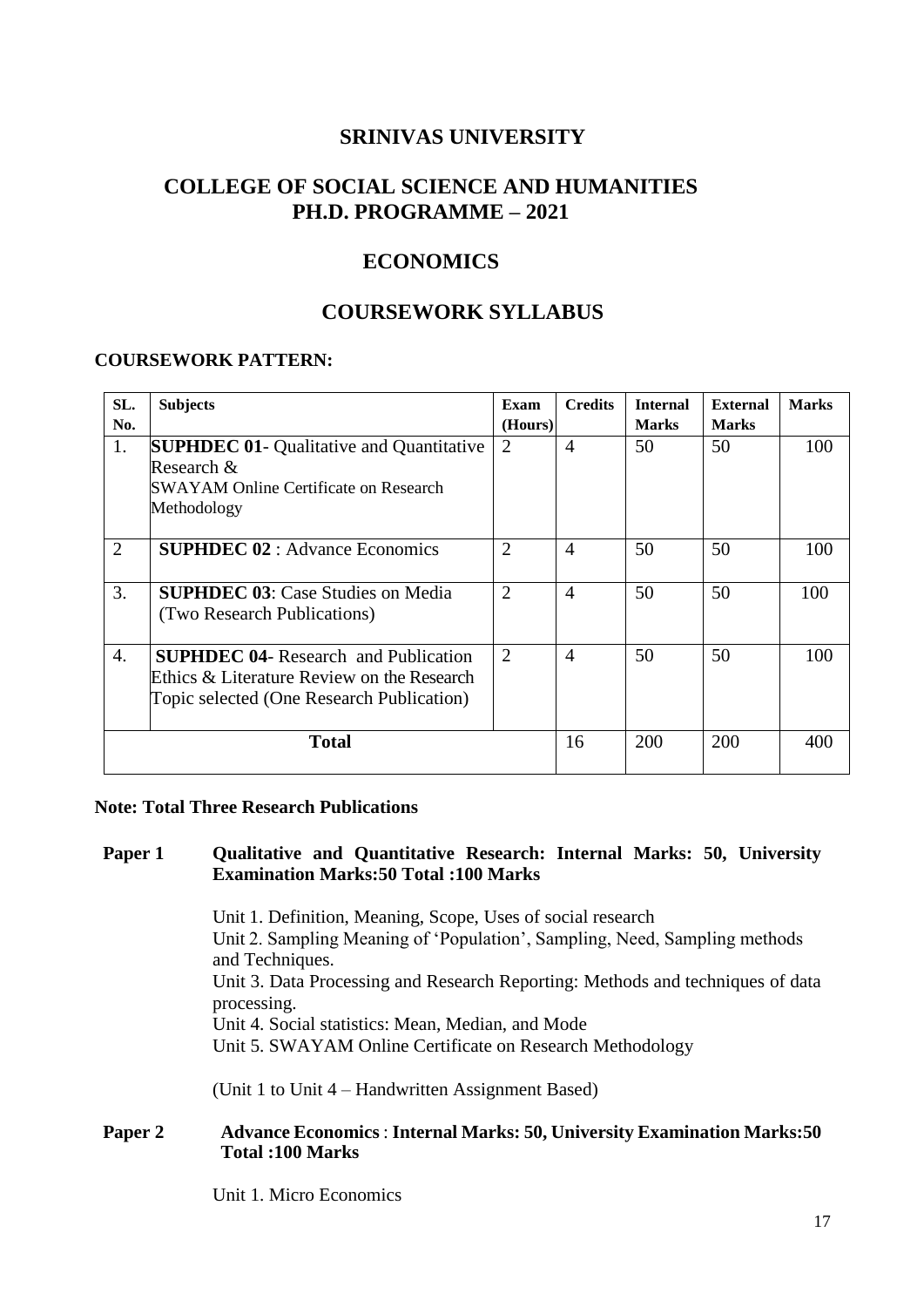# SRINIVAS UNIVERSITY

## COLLEGE OF SOCIAL SCIENCE AND HUMANITIES
## PH.D. PROGRAMME – 2021

## ECONOMICS

## COURSEWORK SYLLABUS

**COURSEWORK PATTERN:**

| SL. No. | Subjects | Exam (Hours) | Credits | Internal Marks | External Marks | Marks |
|---|---|---|---|---|---|---|
| 1. | **SUPHDEC 01**- Qualitative and Quantitative Research & SWAYAM Online Certificate on Research Methodology | 2 | 4 | 50 | 50 | 100 |
| 2 | **SUPHDEC 02** : Advance Economics | 2 | 4 | 50 | 50 | 100 |
| 3. | **SUPHDEC 03**: Case Studies on Media (Two Research Publications) | 2 | 4 | 50 | 50 | 100 |
| 4. | **SUPHDEC 04**- Research and Publication Ethics & Literature Review on the Research Topic selected (One Research Publication) | 2 | 4 | 50 | 50 | 100 |
| **Total** | | | 16 | 200 | 200 | 400 |

**Note: Total Three Research Publications**

**Paper 1 Qualitative and Quantitative Research: Internal Marks: 50, University Examination Marks:50 Total :100 Marks**

Unit 1. Definition, Meaning, Scope, Uses of social research
Unit 2. Sampling Meaning of 'Population', Sampling, Need, Sampling methods and Techniques.
Unit 3. Data Processing and Research Reporting: Methods and techniques of data processing.
Unit 4. Social statistics: Mean, Median, and Mode
Unit 5. SWAYAM Online Certificate on Research Methodology

(Unit 1 to Unit 4 – Handwritten Assignment Based)

**Paper 2 Advance Economics** : **Internal Marks: 50, University Examination Marks:50 Total :100 Marks**

Unit 1. Micro Economics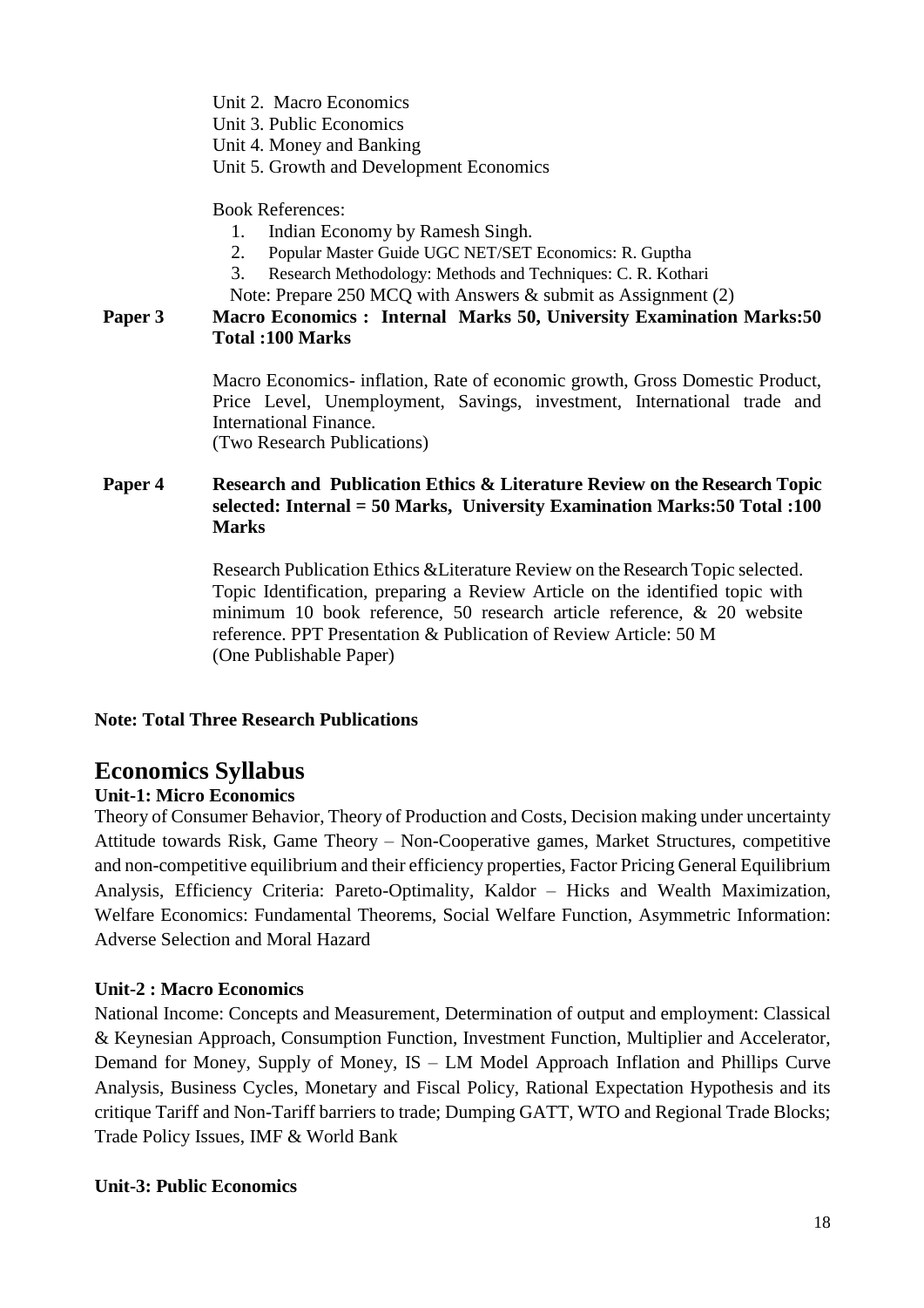Unit 2. Macro Economics
Unit 3. Public Economics
Unit 4. Money and Banking
Unit 5. Growth and Development Economics

Book References:

1. Indian Economy by Ramesh Singh.
2. Popular Master Guide UGC NET/SET Economics: R. Guptha
3. Research Methodology: Methods and Techniques: C. R. Kothari

Note: Prepare 250 MCQ with Answers & submit as Assignment (2)

**Paper 3 Macro Economics : Internal Marks 50, University Examination Marks:50 Total :100 Marks**

Macro Economics- inflation, Rate of economic growth, Gross Domestic Product, Price Level, Unemployment, Savings, investment, International trade and International Finance.
(Two Research Publications)

**Paper 4 Research and Publication Ethics & Literature Review on the Research Topic selected: Internal = 50 Marks, University Examination Marks:50 Total :100 Marks**

Research Publication Ethics &Literature Review on the Research Topic selected. Topic Identification, preparing a Review Article on the identified topic with minimum 10 book reference, 50 research article reference, & 20 website reference. PPT Presentation & Publication of Review Article: 50 M
(One Publishable Paper)

**Note: Total Three Research Publications**

# Economics Syllabus

**Unit-1: Micro Economics**

Theory of Consumer Behavior, Theory of Production and Costs, Decision making under uncertainty Attitude towards Risk, Game Theory – Non-Cooperative games, Market Structures, competitive and non-competitive equilibrium and their efficiency properties, Factor Pricing General Equilibrium Analysis, Efficiency Criteria: Pareto-Optimality, Kaldor – Hicks and Wealth Maximization, Welfare Economics: Fundamental Theorems, Social Welfare Function, Asymmetric Information: Adverse Selection and Moral Hazard

**Unit-2 : Macro Economics**

National Income: Concepts and Measurement, Determination of output and employment: Classical & Keynesian Approach, Consumption Function, Investment Function, Multiplier and Accelerator, Demand for Money, Supply of Money, IS – LM Model Approach Inflation and Phillips Curve Analysis, Business Cycles, Monetary and Fiscal Policy, Rational Expectation Hypothesis and its critique Tariff and Non-Tariff barriers to trade; Dumping GATT, WTO and Regional Trade Blocks; Trade Policy Issues, IMF & World Bank

**Unit-3: Public Economics**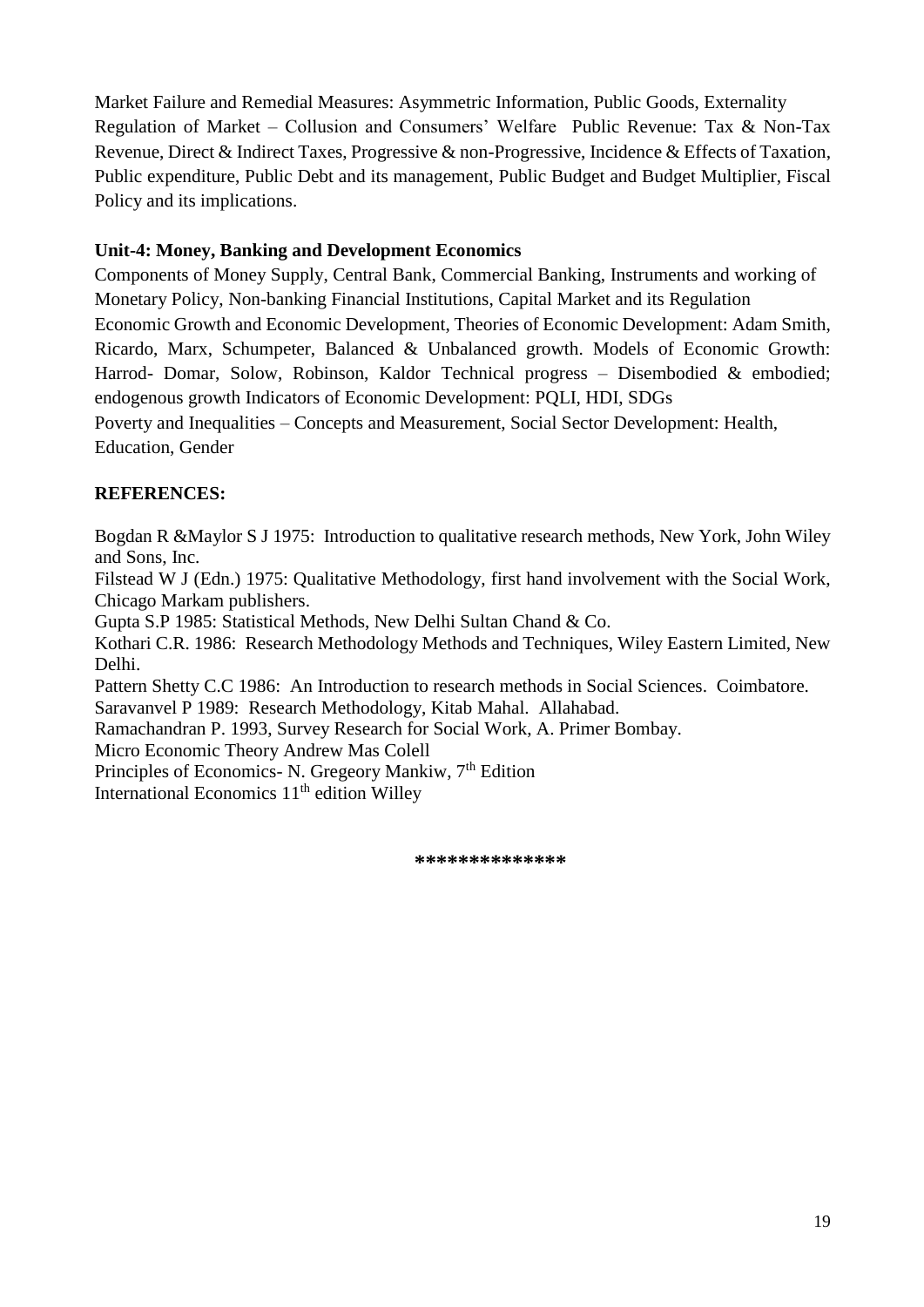Market Failure and Remedial Measures: Asymmetric Information, Public Goods, Externality Regulation of Market – Collusion and Consumers' Welfare Public Revenue: Tax & Non-Tax Revenue, Direct & Indirect Taxes, Progressive & non-Progressive, Incidence & Effects of Taxation, Public expenditure, Public Debt and its management, Public Budget and Budget Multiplier, Fiscal Policy and its implications.

**Unit-4: Money, Banking and Development Economics**

Components of Money Supply, Central Bank, Commercial Banking, Instruments and working of Monetary Policy, Non-banking Financial Institutions, Capital Market and its Regulation
Economic Growth and Economic Development, Theories of Economic Development: Adam Smith, Ricardo, Marx, Schumpeter, Balanced & Unbalanced growth. Models of Economic Growth: Harrod- Domar, Solow, Robinson, Kaldor Technical progress – Disembodied & embodied; endogenous growth Indicators of Economic Development: PQLI, HDI, SDGs
Poverty and Inequalities – Concepts and Measurement, Social Sector Development: Health, Education, Gender

**REFERENCES:**

Bogdan R &Maylor S J 1975: Introduction to qualitative research methods, New York, John Wiley and Sons, Inc.
Filstead W J (Edn.) 1975: Qualitative Methodology, first hand involvement with the Social Work, Chicago Markam publishers.
Gupta S.P 1985: Statistical Methods, New Delhi Sultan Chand & Co.
Kothari C.R. 1986: Research Methodology Methods and Techniques, Wiley Eastern Limited, New Delhi.
Pattern Shetty C.C 1986: An Introduction to research methods in Social Sciences. Coimbatore.
Saravanvel P 1989: Research Methodology, Kitab Mahal. Allahabad.
Ramachandran P. 1993, Survey Research for Social Work, A. Primer Bombay.
Micro Economic Theory Andrew Mas Colell
Principles of Economics- N. Gregeory Mankiw, 7th Edition
International Economics 11th edition Willey

**************